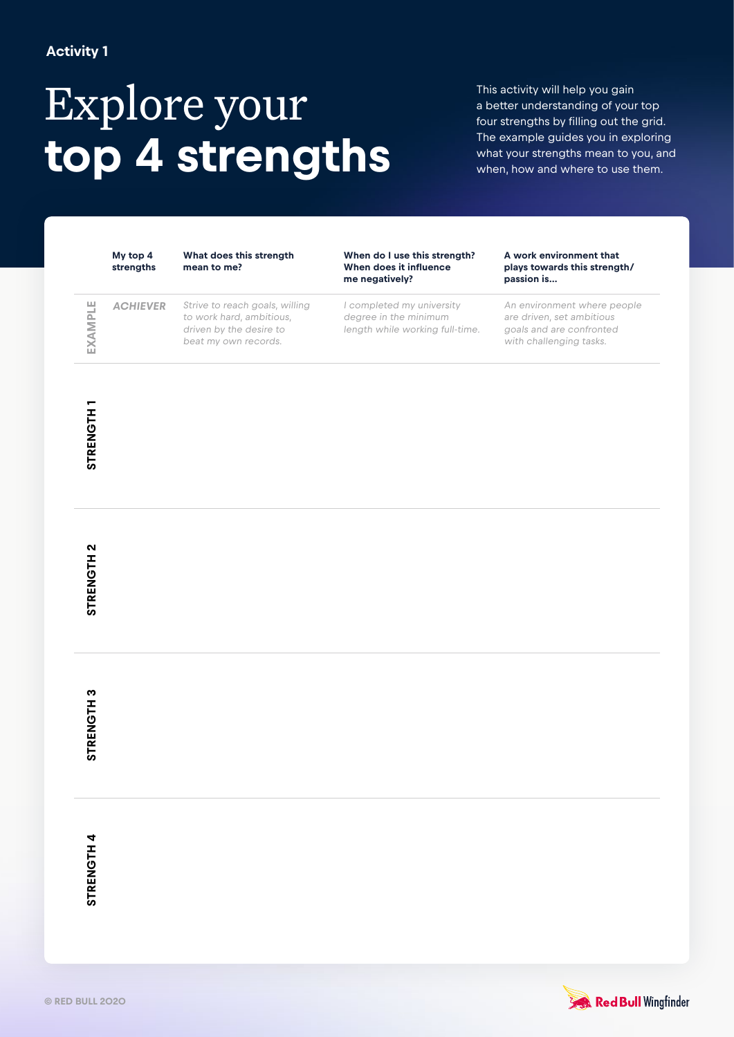Activity 1

# Explore your **top 4 strengths**

This activity will help you gain a better understanding of your top four strengths by filling out the grid. The example guides you in exploring what your strengths mean to you, and when, how and where to use them.

| | My top 4 strengths | What does this strength mean to me? | When do I use this strength? When does it influence me negatively? | A work environment that plays towards this strength/ passion is... |
|---|---|---|---|---|
| EXAMPLE | *ACHIEVER* | *Strive to reach goals, willing to work hard, ambitious, driven by the desire to beat my own records.* | *I completed my university degree in the minimum length while working full-time.* | *An environment where people are driven, set ambitious goals and are confronted with challenging tasks.* |
| STRENGTH 1 | | | | |
| STRENGTH 2 | | | | |
| STRENGTH 3 | | | | |
| STRENGTH 4 | | | | |

© RED BULL 2020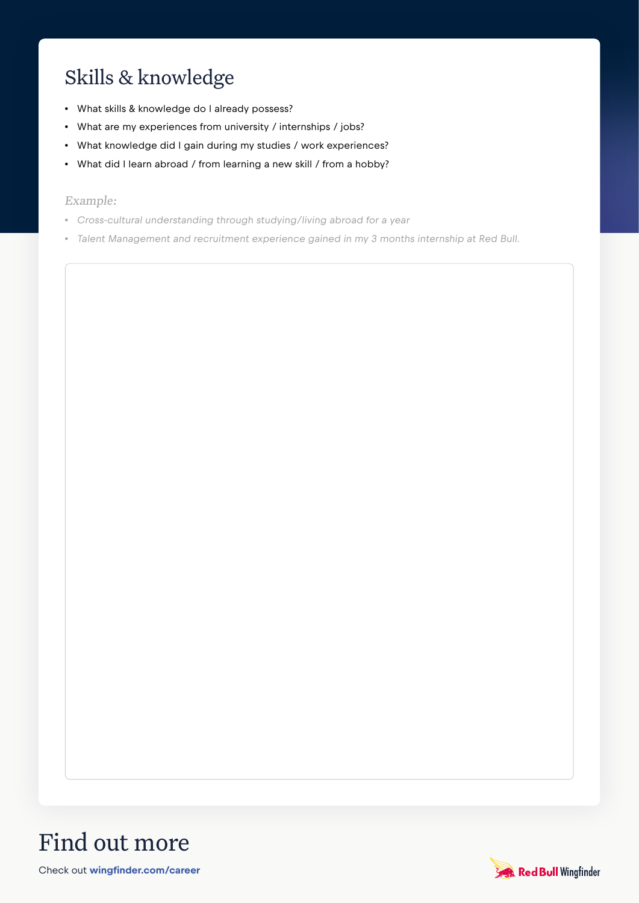## Skills & knowledge

- What skills & knowledge do I already possess?
- What are my experiences from university / internships / jobs?
- What knowledge did I gain during my studies / work experiences?
- What did I learn abroad / from learning a new skill / from a hobby?

*Example:*

- *Cross-cultural understanding through studying/living abroad for a year*
- *Talent Management and recruitment experience gained in my 3 months internship at Red Bull.*

## Find out more

Check out **wingfinder.com/career**

Red Bull Wingfinder